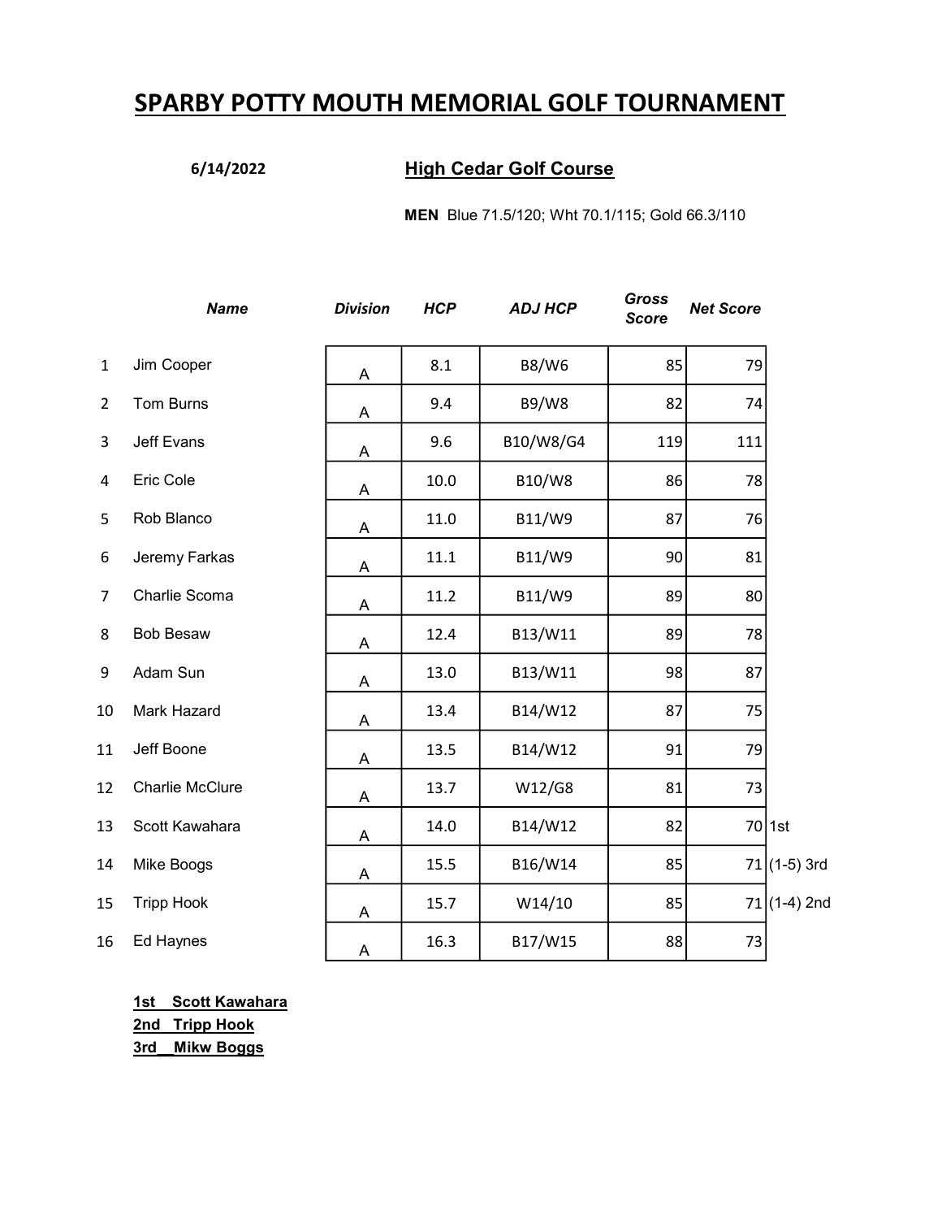# SPARBY POTTY MOUTH MEMORIAL GOLF TOURNAMENT

**6/14/2022** **High Cedar Golf Course**

**MEN** Blue 71.5/120; Wht 70.1/115; Gold 66.3/110

| | *Name* | *Division* | *HCP* | *ADJ HCP* | *Gross Score* | *Net Score* | |
|---|---|---|---|---|---|---|---|
| 1 | Jim Cooper | A | 8.1 | B8/W6 | 85 | 79 | |
| 2 | Tom Burns | A | 9.4 | B9/W8 | 82 | 74 | |
| 3 | Jeff Evans | A | 9.6 | B10/W8/G4 | 119 | 111 | |
| 4 | Eric Cole | A | 10.0 | B10/W8 | 86 | 78 | |
| 5 | Rob Blanco | A | 11.0 | B11/W9 | 87 | 76 | |
| 6 | Jeremy Farkas | A | 11.1 | B11/W9 | 90 | 81 | |
| 7 | Charlie Scoma | A | 11.2 | B11/W9 | 89 | 80 | |
| 8 | Bob Besaw | A | 12.4 | B13/W11 | 89 | 78 | |
| 9 | Adam Sun | A | 13.0 | B13/W11 | 98 | 87 | |
| 10 | Mark Hazard | A | 13.4 | B14/W12 | 87 | 75 | |
| 11 | Jeff Boone | A | 13.5 | B14/W12 | 91 | 79 | |
| 12 | Charlie McClure | A | 13.7 | W12/G8 | 81 | 73 | |
| 13 | Scott Kawahara | A | 14.0 | B14/W12 | 82 | 70 | 1st |
| 14 | Mike Boogs | A | 15.5 | B16/W14 | 85 | 71 | (1-5) 3rd |
| 15 | Tripp Hook | A | 15.7 | W14/10 | 85 | 71 | (1-4) 2nd |
| 16 | Ed Haynes | A | 16.3 | B17/W15 | 88 | 73 | |

**1st Scott Kawahara**
**2nd Tripp Hook**
**3rd Mikw Boggs**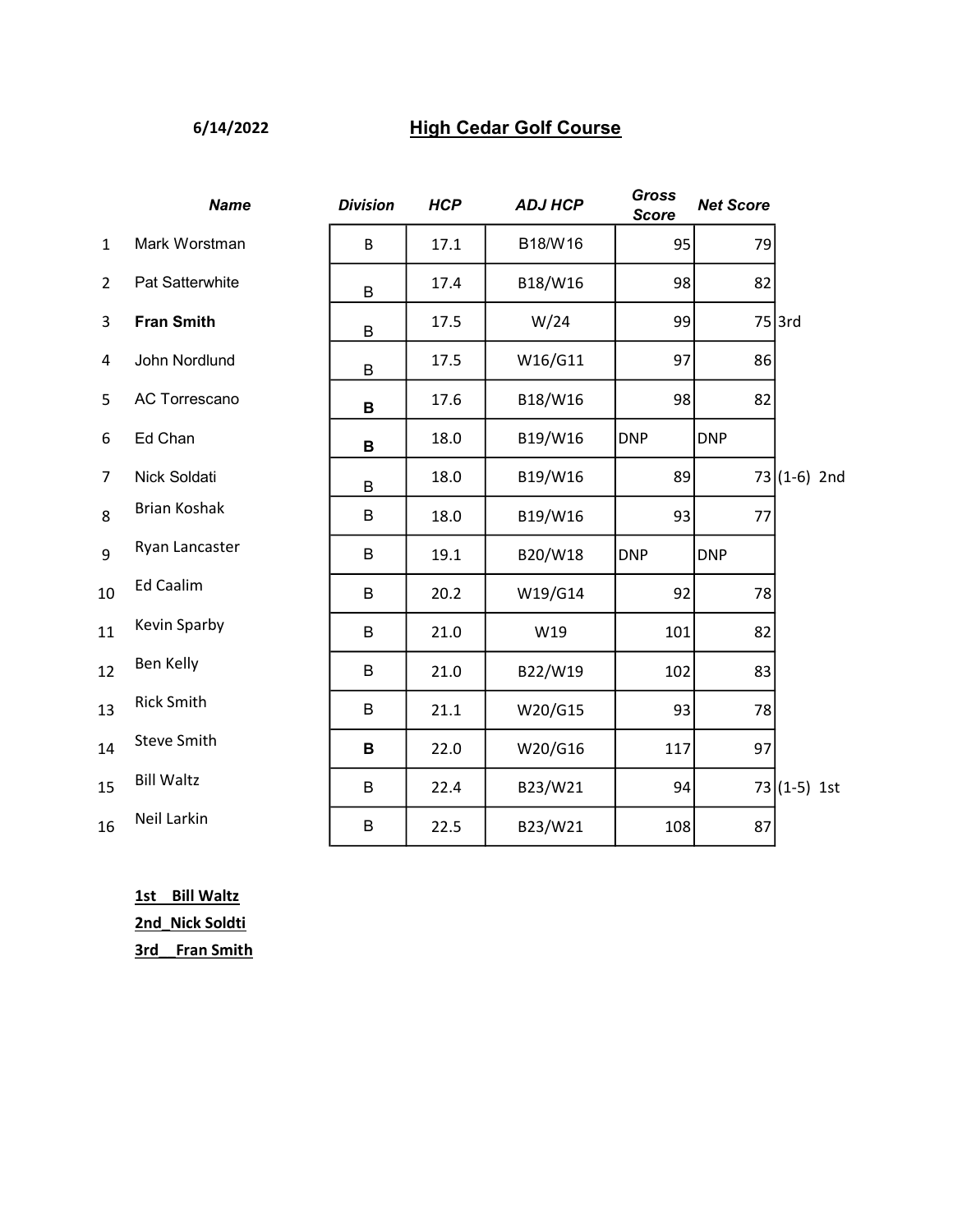6/14/2022

# High Cedar Golf Course

| | Name | Division | HCP | ADJ HCP | Gross Score | Net Score | |
|---|---|---|---|---|---|---|---|
| 1 | Mark Worstman | B | 17.1 | B18/W16 | 95 | 79 | |
| 2 | Pat Satterwhite | B | 17.4 | B18/W16 | 98 | 82 | |
| 3 | **Fran Smith** | B | 17.5 | W/24 | 99 | 75 | 3rd |
| 4 | John Nordlund | B | 17.5 | W16/G11 | 97 | 86 | |
| 5 | AC Torrescano | **B** | 17.6 | B18/W16 | 98 | 82 | |
| 6 | Ed Chan | **B** | 18.0 | B19/W16 | DNP | DNP | |
| 7 | Nick Soldati | B | 18.0 | B19/W16 | 89 | 73 | (1-6) 2nd |
| 8 | Brian Koshak | B | 18.0 | B19/W16 | 93 | 77 | |
| 9 | Ryan Lancaster | B | 19.1 | B20/W18 | DNP | DNP | |
| 10 | Ed Caalim | B | 20.2 | W19/G14 | 92 | 78 | |
| 11 | Kevin Sparby | B | 21.0 | W19 | 101 | 82 | |
| 12 | Ben Kelly | B | 21.0 | B22/W19 | 102 | 83 | |
| 13 | Rick Smith | B | 21.1 | W20/G15 | 93 | 78 | |
| 14 | Steve Smith | **B** | 22.0 | W20/G16 | 117 | 97 | |
| 15 | Bill Waltz | B | 22.4 | B23/W21 | 94 | 73 | (1-5) 1st |
| 16 | Neil Larkin | B | 22.5 | B23/W21 | 108 | 87 | |

**1st Bill Waltz**

**2nd_Nick Soldti**

**3rd__Fran Smith**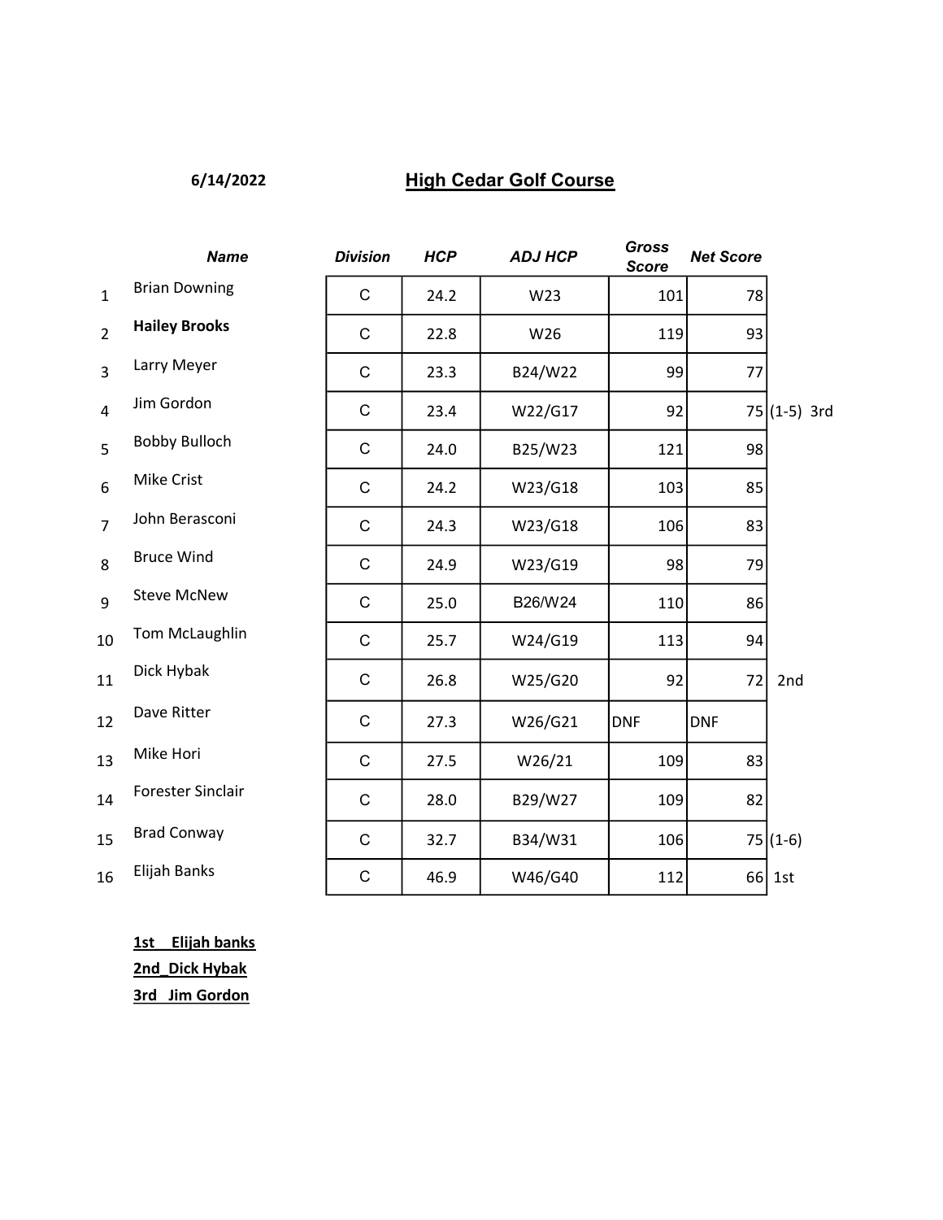6/14/2022

# High Cedar Golf Course

| | *Name* | *Division* | *HCP* | *ADJ HCP* | *Gross Score* | *Net Score* | |
|---|---|---|---|---|---|---|---|
| 1 | Brian Downing | C | 24.2 | W23 | 101 | 78 | |
| 2 | **Hailey Brooks** | C | 22.8 | W26 | 119 | 93 | |
| 3 | Larry Meyer | C | 23.3 | B24/W22 | 99 | 77 | |
| 4 | Jim Gordon | C | 23.4 | W22/G17 | 92 | 75 | (1-5) 3rd |
| 5 | Bobby Bulloch | C | 24.0 | B25/W23 | 121 | 98 | |
| 6 | Mike Crist | C | 24.2 | W23/G18 | 103 | 85 | |
| 7 | John Berasconi | C | 24.3 | W23/G18 | 106 | 83 | |
| 8 | Bruce Wind | C | 24.9 | W23/G19 | 98 | 79 | |
| 9 | Steve McNew | C | 25.0 | B26/W24 | 110 | 86 | |
| 10 | Tom McLaughlin | C | 25.7 | W24/G19 | 113 | 94 | |
| 11 | Dick Hybak | C | 26.8 | W25/G20 | 92 | 72 | 2nd |
| 12 | Dave Ritter | C | 27.3 | W26/G21 | DNF | DNF | |
| 13 | Mike Hori | C | 27.5 | W26/21 | 109 | 83 | |
| 14 | Forester Sinclair | C | 28.0 | B29/W27 | 109 | 82 | |
| 15 | Brad Conway | C | 32.7 | B34/W31 | 106 | 75 | (1-6) |
| 16 | Elijah Banks | C | 46.9 | W46/G40 | 112 | 66 | 1st |

**1st Elijah banks**

**2nd_Dick Hybak**

**3rd Jim Gordon**